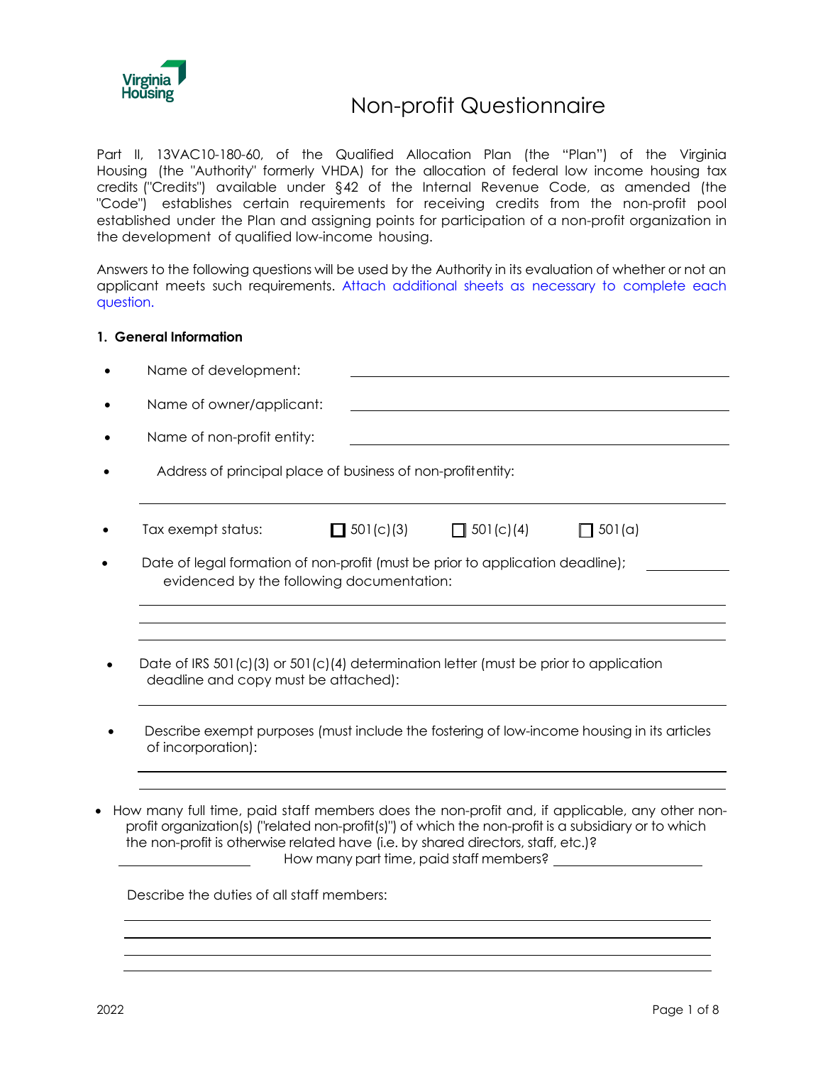Virginia Housing

# Non-profit Questionnaire

Part II, 13VAC10-180-60, of the Qualified Allocation Plan (the "Plan") of the Virginia Housing (the "Authority" formerly VHDA) for the allocation of federal low income housing tax credits ("Credits") available under §42 of the Internal Revenue Code, as amended (the "Code") establishes certain requirements for receiving credits from the non-profit pool established under the Plan and assigning points for participation of a non-profit organization in the development of qualified low-income housing.

Answers to the following questions will be used by the Authority in its evaluation of whether or not an applicant meets such requirements. Attach additional sheets as necessary to complete each question.

## 1. General Information

- Name of development: ______________________________
- Name of owner/applicant: ______________________________
- Name of non-profit entity: ______________________________
- Address of principal place of business of non-profit entity:

  ______________________________
- Tax exempt status: ☐ 501(c)(3) ☐ 501(c)(4) ☐ 501(a)
- Date of legal formation of non-profit (must be prior to application deadline); ____________
  evidenced by the following documentation:

  ______________________________

  ______________________________
- Date of IRS 501(c)(3) or 501(c)(4) determination letter (must be prior to application deadline and copy must be attached):

  ______________________________
- Describe exempt purposes (must include the fostering of low-income housing in its articles of incorporation):

  ______________________________

  ______________________________
- How many full time, paid staff members does the non-profit and, if applicable, any other non-profit organization(s) ("related non-profit(s)") of which the non-profit is a subsidiary or to which the non-profit is otherwise related have (i.e. by shared directors, staff, etc.)?
  ____________ How many part time, paid staff members? ____________

  Describe the duties of all staff members:

  ______________________________

  ______________________________

  ______________________________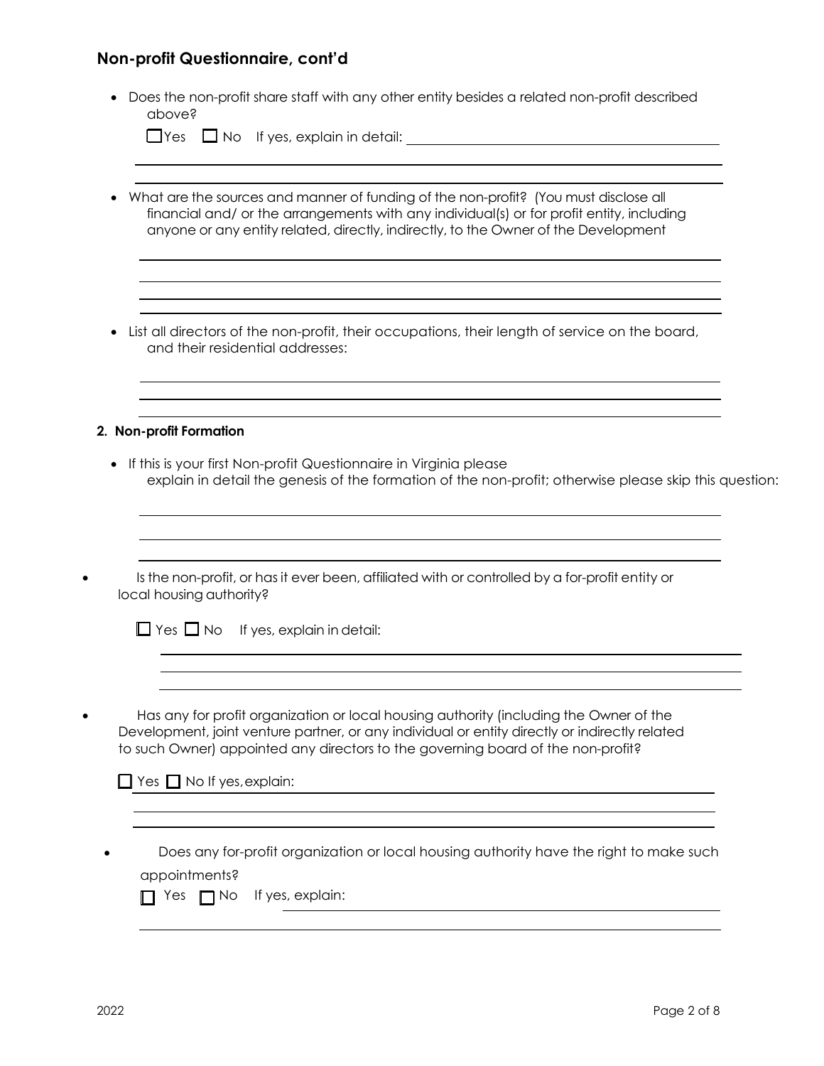## Non-profit Questionnaire, cont'd

- Does the non-profit share staff with any other entity besides a related non-profit described above?

  ☐ Yes ☐ No If yes, explain in detail: ______________________________

- What are the sources and manner of funding of the non-profit? (You must disclose all financial and/ or the arrangements with any individual(s) or for profit entity, including anyone or any entity related, directly, indirectly, to the Owner of the Development

  ______________________________

- List all directors of the non-profit, their occupations, their length of service on the board, and their residential addresses:

  ______________________________

**2. Non-profit Formation**

- If this is your first Non-profit Questionnaire in Virginia please explain in detail the genesis of the formation of the non-profit; otherwise please skip this question:

  ______________________________

- Is the non-profit, or has it ever been, affiliated with or controlled by a for-profit entity or local housing authority?

  ☐ Yes ☐ No If yes, explain in detail:

  ______________________________

- Has any for profit organization or local housing authority (including the Owner of the Development, joint venture partner, or any individual or entity directly or indirectly related to such Owner) appointed any directors to the governing board of the non-profit?

  ☐ Yes ☐ No If yes, explain: ______________________________

- Does any for-profit organization or local housing authority have the right to make such appointments?

  ☐ Yes ☐ No If yes, explain: ______________________________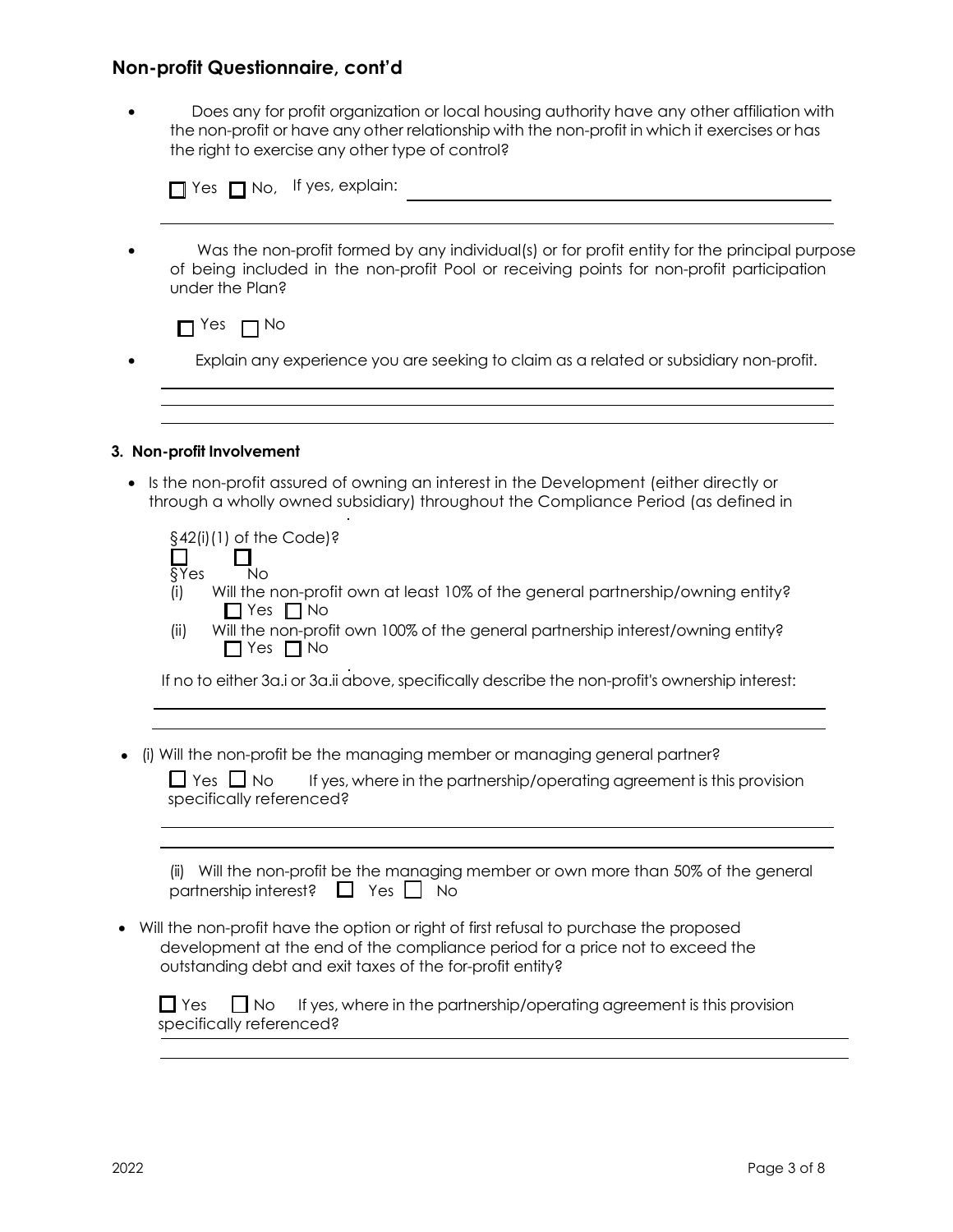## Non-profit Questionnaire, cont'd

- Does any for profit organization or local housing authority have any other affiliation with the non-profit or have any other relationship with the non-profit in which it exercises or has the right to exercise any other type of control?

  ☐ Yes ☐ No, If yes, explain: ______________________________________________

  ______________________________________________________________________

- Was the non-profit formed by any individual(s) or for profit entity for the principal purpose of being included in the non-profit Pool or receiving points for non-profit participation under the Plan?

  ☐ Yes ☐ No

- Explain any experience you are seeking to claim as a related or subsidiary non-profit.

  ______________________________________________________________________

  ______________________________________________________________________

  ______________________________________________________________________

### 3. Non-profit Involvement

- Is the non-profit assured of owning an interest in the Development (either directly or through a wholly owned subsidiary) throughout the Compliance Period (as defined in §42(i)(1) of the Code)?

  ☐ Yes ☐ No

  (i) Will the non-profit own at least 10% of the general partnership/owning entity?
  ☐ Yes ☐ No

  (ii) Will the non-profit own 100% of the general partnership interest/owning entity?
  ☐ Yes ☐ No

  If no to either 3a.i or 3a.ii above, specifically describe the non-profit's ownership interest:

  ______________________________________________________________________

  ______________________________________________________________________

- (i) Will the non-profit be the managing member or managing general partner?

  ☐ Yes ☐ No If yes, where in the partnership/operating agreement is this provision specifically referenced?

  ______________________________________________________________________

  ______________________________________________________________________

  (ii) Will the non-profit be the managing member or own more than 50% of the general partnership interest? ☐ Yes ☐ No

- Will the non-profit have the option or right of first refusal to purchase the proposed development at the end of the compliance period for a price not to exceed the outstanding debt and exit taxes of the for-profit entity?

  ☐ Yes ☐ No If yes, where in the partnership/operating agreement is this provision specifically referenced?

  ______________________________________________________________________

  ______________________________________________________________________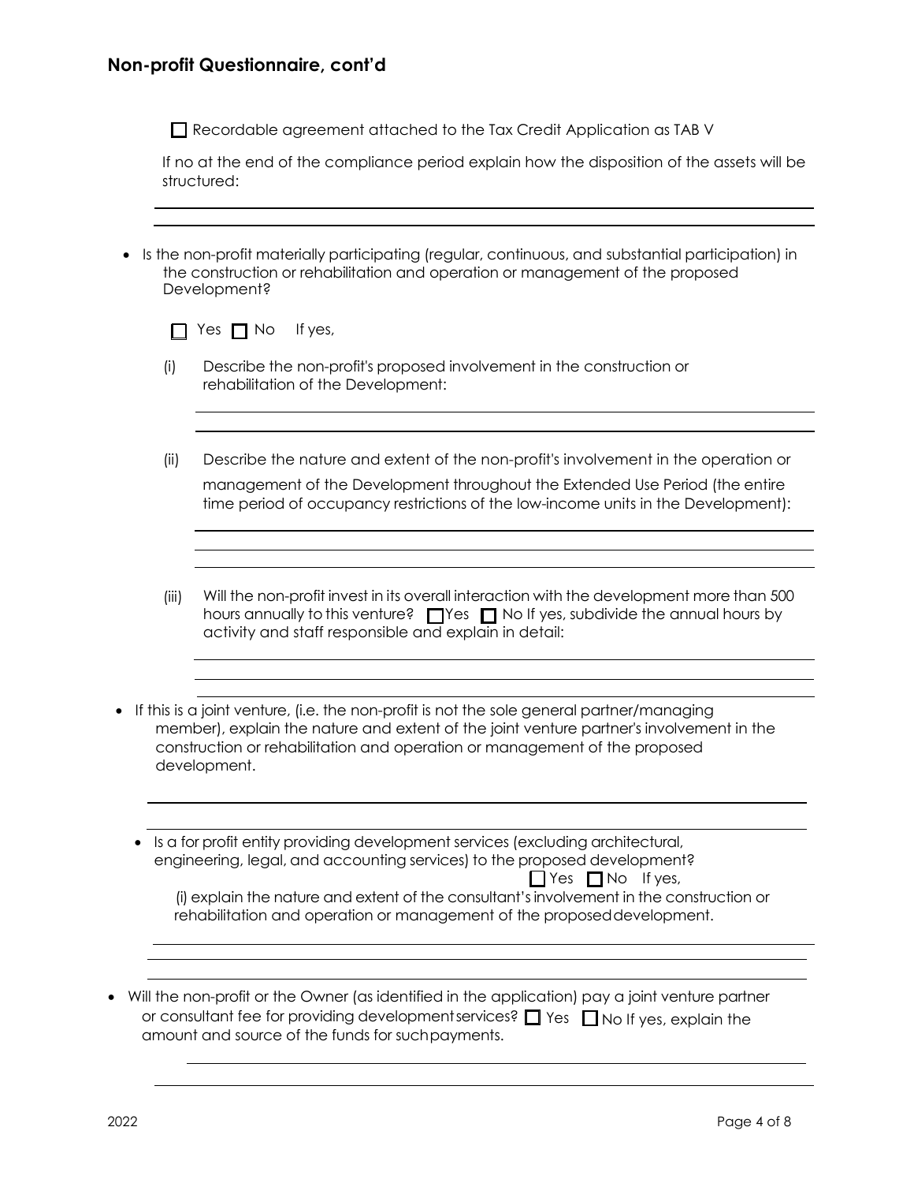## Non-profit Questionnaire, cont'd

☐ Recordable agreement attached to the Tax Credit Application as TAB V

If no at the end of the compliance period explain how the disposition of the assets will be structured:

______________________________________________________________________

______________________________________________________________________

- Is the non-profit materially participating (regular, continuous, and substantial participation) in the construction or rehabilitation and operation or management of the proposed Development?

  ☐ Yes ☐ No If yes,

  (i) Describe the non-profit's proposed involvement in the construction or rehabilitation of the Development:

  ______________________________________________________________________

  ______________________________________________________________________

  (ii) Describe the nature and extent of the non-profit's involvement in the operation or management of the Development throughout the Extended Use Period (the entire time period of occupancy restrictions of the low-income units in the Development):

  ______________________________________________________________________

  ______________________________________________________________________

  ______________________________________________________________________

  (iii) Will the non-profit invest in its overall interaction with the development more than 500 hours annually to this venture? ☐ Yes ☐ No If yes, subdivide the annual hours by activity and staff responsible and explain in detail:

  ______________________________________________________________________

  ______________________________________________________________________

  ______________________________________________________________________

- If this is a joint venture, (i.e. the non-profit is not the sole general partner/managing member), explain the nature and extent of the joint venture partner's involvement in the construction or rehabilitation and operation or management of the proposed development.

  ______________________________________________________________________

  ______________________________________________________________________

  - Is a for profit entity providing development services (excluding architectural, engineering, legal, and accounting services) to the proposed development? ☐ Yes ☐ No If yes,

    (i) explain the nature and extent of the consultant's involvement in the construction or rehabilitation and operation or management of the proposed development.

    ______________________________________________________________________

    ______________________________________________________________________

    ______________________________________________________________________

- Will the non-profit or the Owner (as identified in the application) pay a joint venture partner or consultant fee for providing development services? ☐ Yes ☐ No If yes, explain the amount and source of the funds for such payments.

  ______________________________________________________________________

  ______________________________________________________________________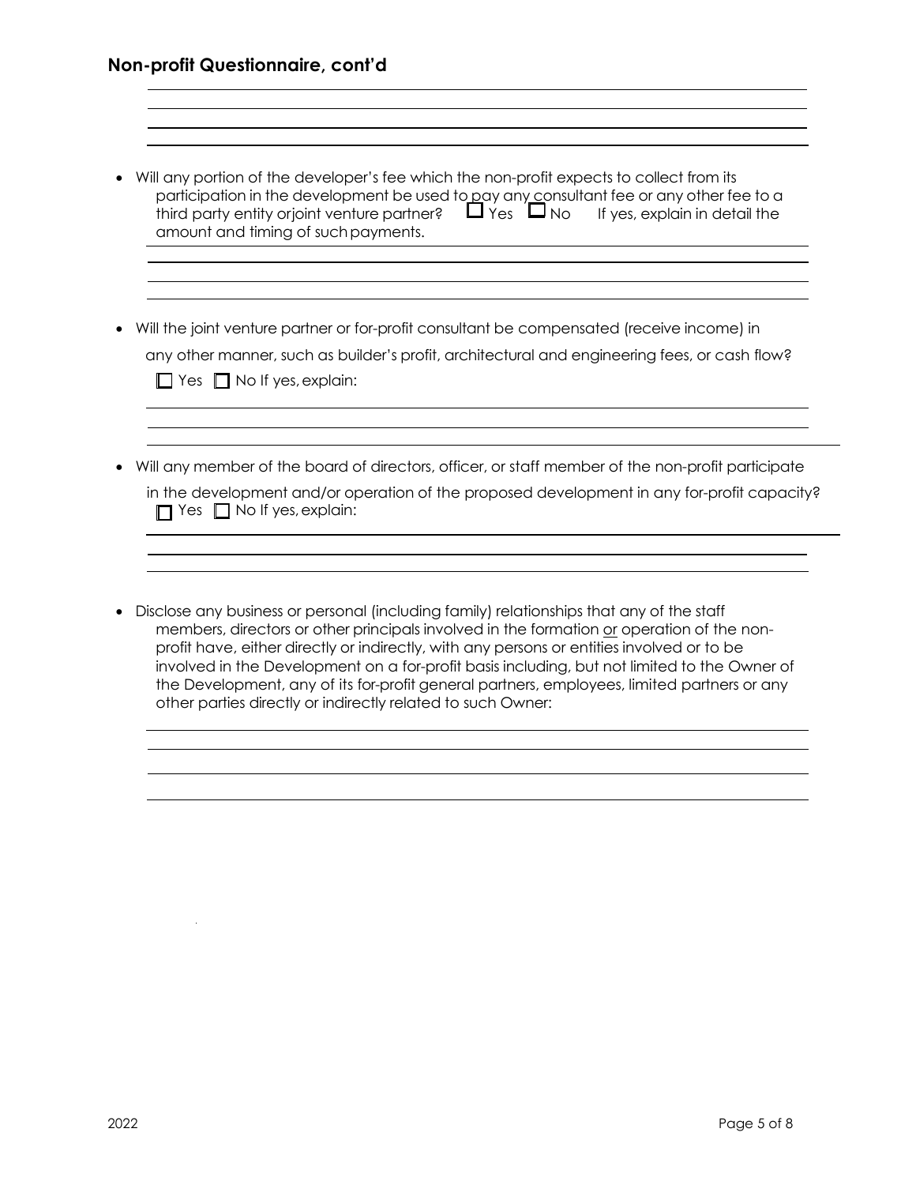## Non-profit Questionnaire, cont'd

- Will any portion of the developer's fee which the non-profit expects to collect from its participation in the development be used to pay any consultant fee or any other fee to a third party entity orjoint venture partner? ☐ Yes ☐ No If yes, explain in detail the amount and timing of such payments.

- Will the joint venture partner or for-profit consultant be compensated (receive income) in any other manner, such as builder's profit, architectural and engineering fees, or cash flow?

  ☐ Yes ☐ No If yes, explain:

- Will any member of the board of directors, officer, or staff member of the non-profit participate in the development and/or operation of the proposed development in any for-profit capacity?

  ☐ Yes ☐ No If yes, explain:

- Disclose any business or personal (including family) relationships that any of the staff members, directors or other principals involved in the formation or operation of the non-profit have, either directly or indirectly, with any persons or entities involved or to be involved in the Development on a for-profit basis including, but not limited to the Owner of the Development, any of its for-profit general partners, employees, limited partners or any other parties directly or indirectly related to such Owner: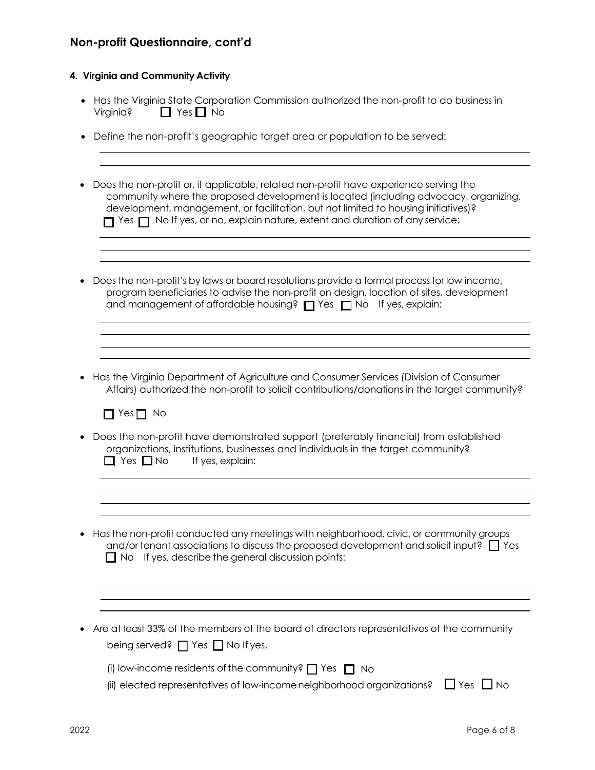## Non-profit Questionnaire, cont'd

#### 4. Virginia and Community Activity

- Has the Virginia State Corporation Commission authorized the non-profit to do business in Virginia? ☐ Yes ☐ No

- Define the non-profit's geographic target area or population to be served:

- Does the non-profit or, if applicable, related non-profit have experience serving the community where the proposed development is located (including advocacy, organizing, development, management, or facilitation, but not limited to housing initiatives)? ☐ Yes ☐ No If yes, or no, explain nature, extent and duration of any service:

- Does the non-profit's by laws or board resolutions provide a formal process for low income, program beneficiaries to advise the non-profit on design, location of sites, development and management of affordable housing? ☐ Yes ☐ No If yes, explain:

- Has the Virginia Department of Agriculture and Consumer Services (Division of Consumer Affairs) authorized the non-profit to solicit contributions/donations in the target community?

  ☐ Yes ☐ No

- Does the non-profit have demonstrated support (preferably financial) from established organizations, institutions, businesses and individuals in the target community? ☐ Yes ☐ No If yes, explain:

- Has the non-profit conducted any meetings with neighborhood, civic, or community groups and/or tenant associations to discuss the proposed development and solicit input? ☐ Yes ☐ No If yes, describe the general discussion points:

- Are at least 33% of the members of the board of directors representatives of the community being served? ☐ Yes ☐ No If yes,

  (i) low-income residents of the community? ☐ Yes ☐ No

  (ii) elected representatives of low-income neighborhood organizations? ☐ Yes ☐ No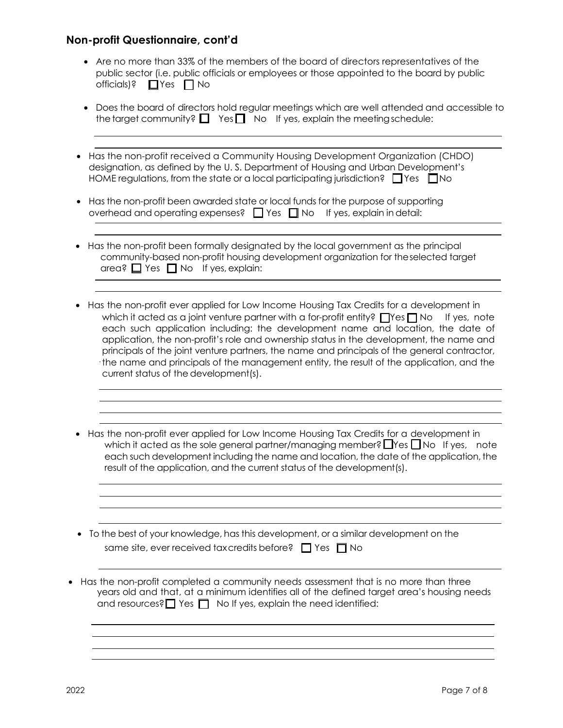## Non-profit Questionnaire, cont'd

- Are no more than 33% of the members of the board of directors representatives of the public sector (i.e. public officials or employees or those appointed to the board by public officials)? ☐ Yes ☐ No

- Does the board of directors hold regular meetings which are well attended and accessible to the target community? ☐ Yes ☐ No If yes, explain the meeting schedule:

  ______________________________________________________________________

  ______________________________________________________________________

- Has the non-profit received a Community Housing Development Organization (CHDO) designation, as defined by the U. S. Department of Housing and Urban Development's HOME regulations, from the state or a local participating jurisdiction? ☐ Yes ☐ No

- Has the non-profit been awarded state or local funds for the purpose of supporting overhead and operating expenses? ☐ Yes ☐ No If yes, explain in detail:

  ______________________________________________________________________

  ______________________________________________________________________

- Has the non-profit been formally designated by the local government as the principal community-based non-profit housing development organization for the selected target area? ☐ Yes ☐ No If yes, explain:

  ______________________________________________________________________

  ______________________________________________________________________

- Has the non-profit ever applied for Low Income Housing Tax Credits for a development in which it acted as a joint venture partner with a for-profit entity? ☐ Yes ☐ No If yes, note each such application including: the development name and location, the date of application, the non-profit's role and ownership status in the development, the name and principals of the joint venture partners, the name and principals of the general contractor, the name and principals of the management entity, the result of the application, and the current status of the development(s).

  ______________________________________________________________________

  ______________________________________________________________________

  ______________________________________________________________________

  ______________________________________________________________________

- Has the non-profit ever applied for Low Income Housing Tax Credits for a development in which it acted as the sole general partner/managing member? ☐ Yes ☐ No If yes, note each such development including the name and location, the date of the application, the result of the application, and the current status of the development(s).

  ______________________________________________________________________

  ______________________________________________________________________

  ______________________________________________________________________

  ______________________________________________________________________

- To the best of your knowledge, has this development, or a similar development on the same site, ever received tax credits before? ☐ Yes ☐ No

  ______________________________________________________________________

- Has the non-profit completed a community needs assessment that is no more than three years old and that, at a minimum identifies all of the defined target area's housing needs and resources? ☐ Yes ☐ No If yes, explain the need identified:

  ______________________________________________________________________

  ______________________________________________________________________

  ______________________________________________________________________

  ______________________________________________________________________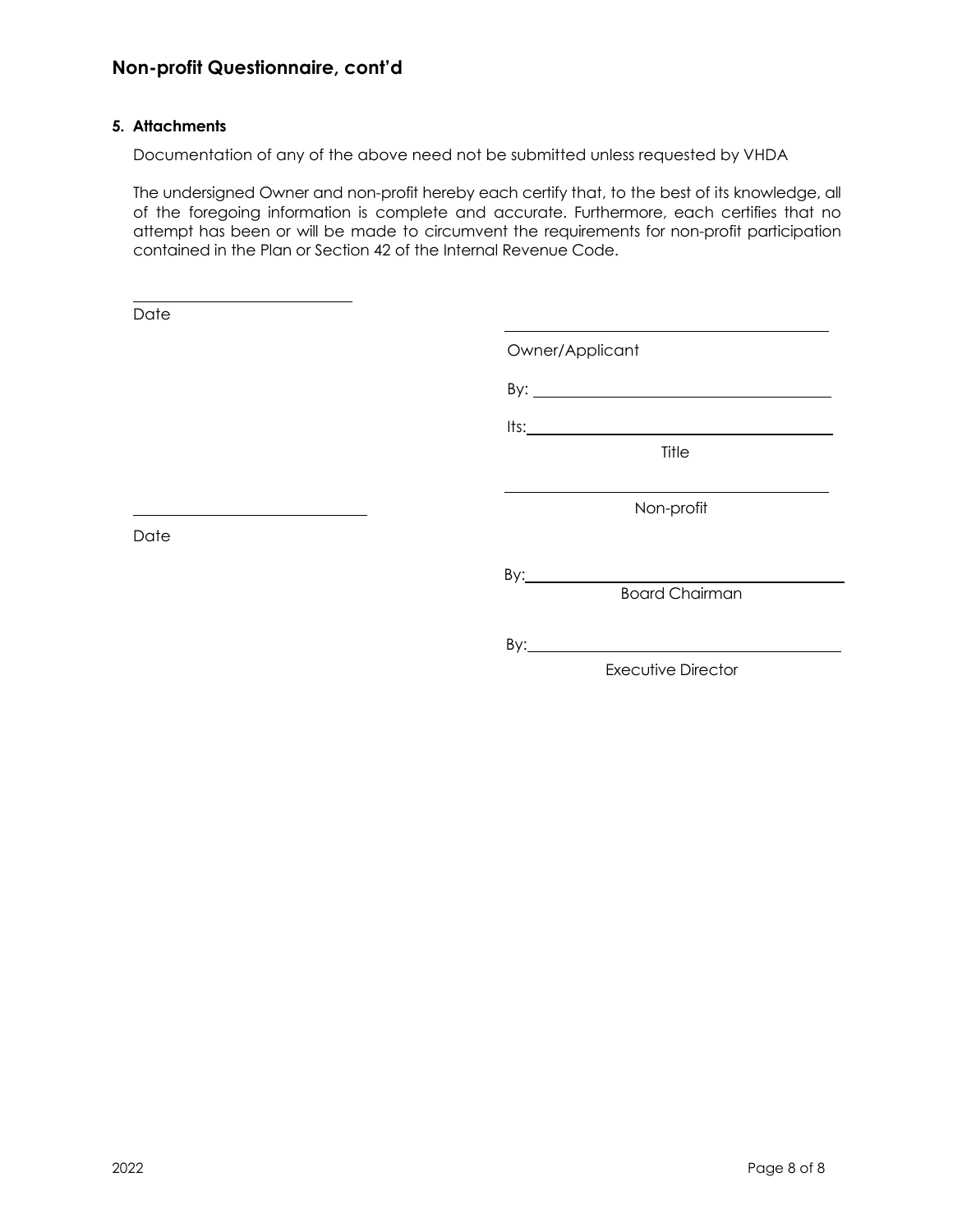## Non-profit Questionnaire, cont'd

### 5. Attachments

Documentation of any of the above need not be submitted unless requested by VHDA

The undersigned Owner and non-profit hereby each certify that, to the best of its knowledge, all of the foregoing information is complete and accurate. Furthermore, each certifies that no attempt has been or will be made to circumvent the requirements for non-profit participation contained in the Plan or Section 42 of the Internal Revenue Code.

______________________________
Date

______________________________
Owner/Applicant

By: ______________________________

Its: ______________________________
Title

______________________________
Non-profit

______________________________
Date

By: ______________________________
Board Chairman

By: ______________________________
Executive Director